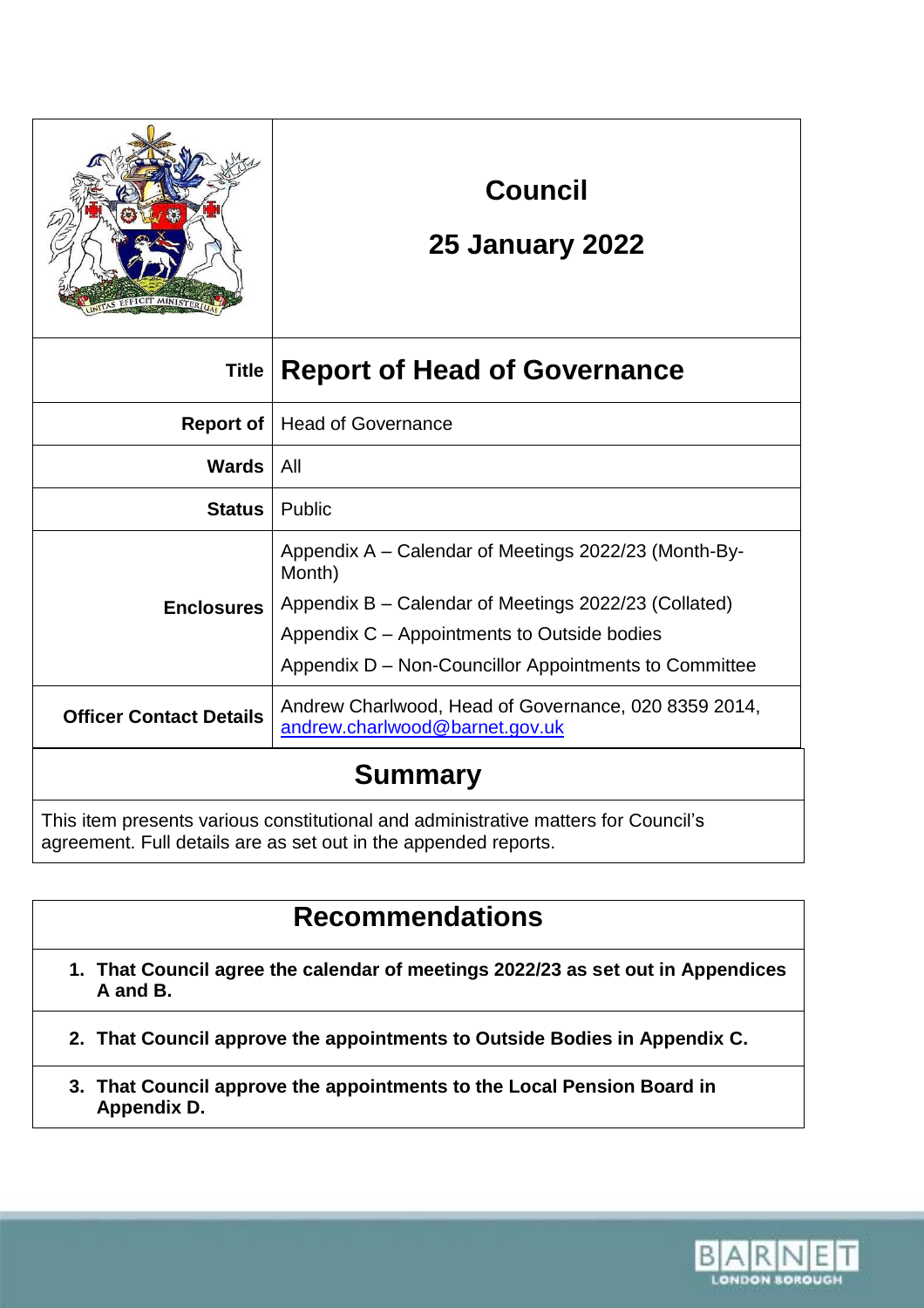| | Council<br><br>25 January 2022 |
|---|---|
| **Title** | **Report of Head of Governance** |
| **Report of** | Head of Governance |
| **Wards** | All |
| **Status** | Public |
| **Enclosures** | Appendix A – Calendar of Meetings 2022/23 (Month-By-Month)<br>Appendix B – Calendar of Meetings 2022/23 (Collated)<br>Appendix C – Appointments to Outside bodies<br>Appendix D – Non-Councillor Appointments to Committee |
| **Officer Contact Details** | Andrew Charlwood, Head of Governance, 020 8359 2014, andrew.charlwood@barnet.gov.uk |

## Summary

This item presents various constitutional and administrative matters for Council's agreement. Full details are as set out in the appended reports.

## Recommendations

1. **That Council agree the calendar of meetings 2022/23 as set out in Appendices A and B.**
2. **That Council approve the appointments to Outside Bodies in Appendix C.**
3. **That Council approve the appointments to the Local Pension Board in Appendix D.**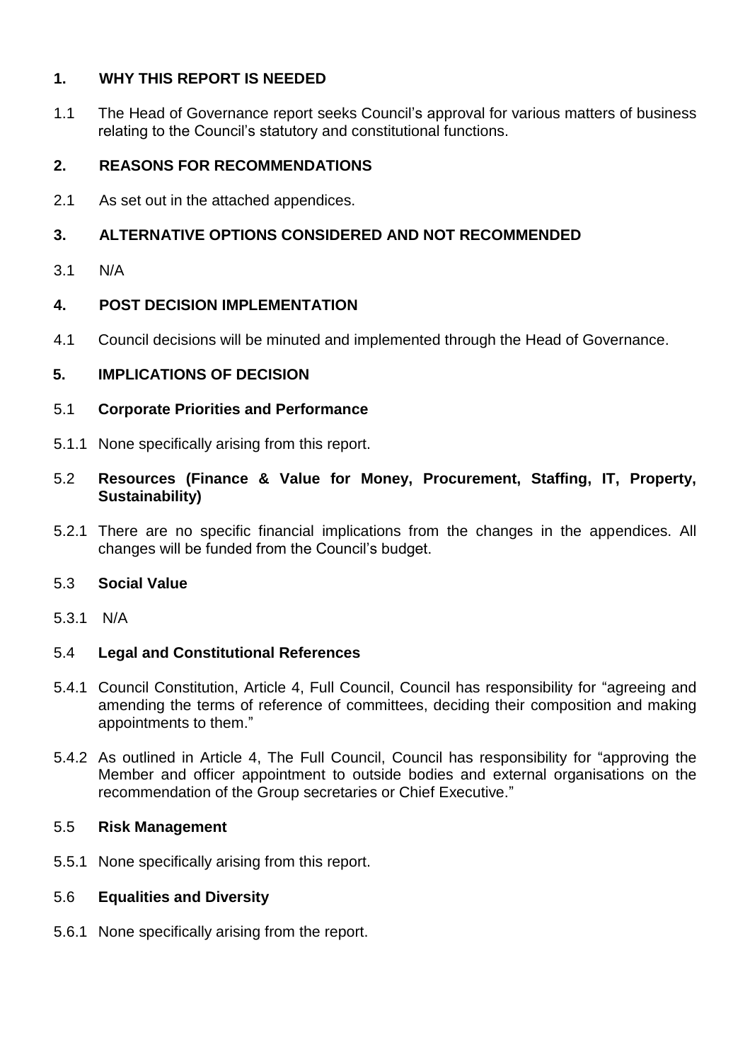## 1. WHY THIS REPORT IS NEEDED

1.1 The Head of Governance report seeks Council's approval for various matters of business relating to the Council's statutory and constitutional functions.

## 2. REASONS FOR RECOMMENDATIONS

2.1 As set out in the attached appendices.

## 3. ALTERNATIVE OPTIONS CONSIDERED AND NOT RECOMMENDED

3.1 N/A

## 4. POST DECISION IMPLEMENTATION

4.1 Council decisions will be minuted and implemented through the Head of Governance.

## 5. IMPLICATIONS OF DECISION

### 5.1 Corporate Priorities and Performance

5.1.1 None specifically arising from this report.

### 5.2 Resources (Finance & Value for Money, Procurement, Staffing, IT, Property, Sustainability)

5.2.1 There are no specific financial implications from the changes in the appendices. All changes will be funded from the Council's budget.

### 5.3 Social Value

5.3.1 N/A

### 5.4 Legal and Constitutional References

5.4.1 Council Constitution, Article 4, Full Council, Council has responsibility for "agreeing and amending the terms of reference of committees, deciding their composition and making appointments to them."

5.4.2 As outlined in Article 4, The Full Council, Council has responsibility for "approving the Member and officer appointment to outside bodies and external organisations on the recommendation of the Group secretaries or Chief Executive."

### 5.5 Risk Management

5.5.1 None specifically arising from this report.

### 5.6 Equalities and Diversity

5.6.1 None specifically arising from the report.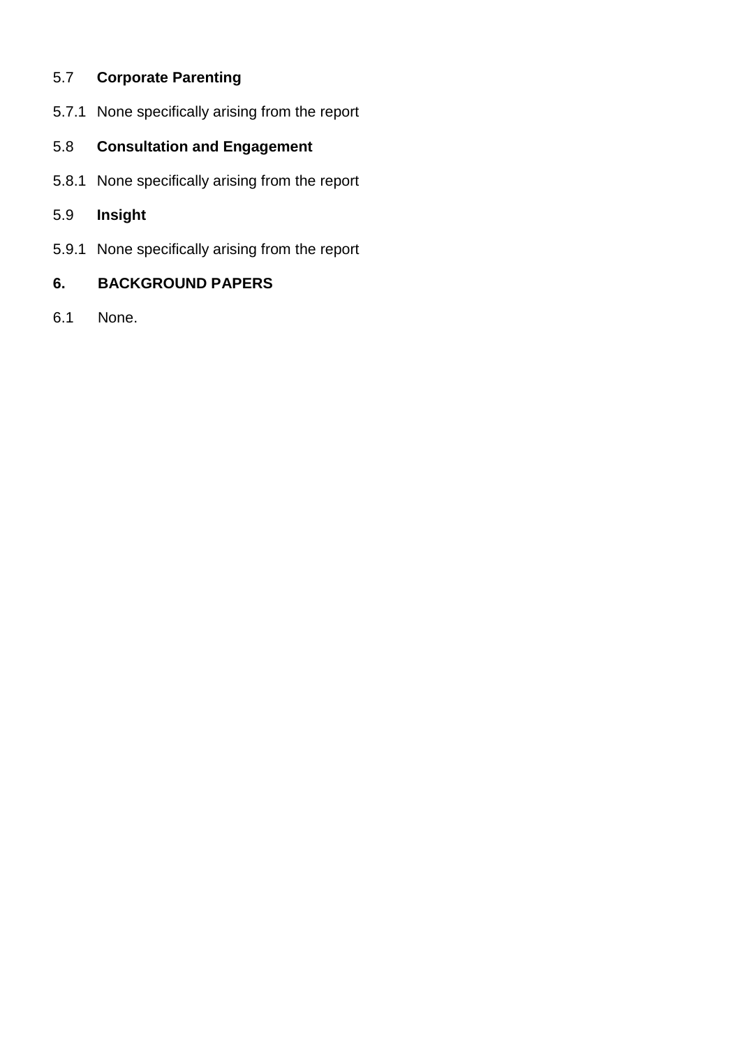### 5.7 **Corporate Parenting**

5.7.1 None specifically arising from the report

### 5.8 **Consultation and Engagement**

5.8.1 None specifically arising from the report

### 5.9 **Insight**

5.9.1 None specifically arising from the report

## 6. BACKGROUND PAPERS

6.1 None.